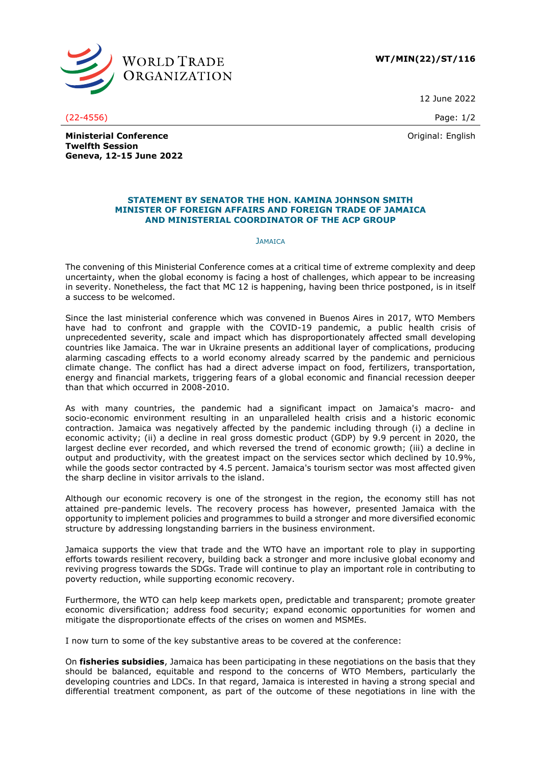**WT/MIN(22)/ST/116**

12 June 2022

(22-4556)

Original: English

**Ministerial Conference**
**Twelfth Session**
**Geneva, 12-15 June 2022**

## STATEMENT BY SENATOR THE HON. KAMINA JOHNSON SMITH MINISTER OF FOREIGN AFFAIRS AND FOREIGN TRADE OF JAMAICA AND MINISTERIAL COORDINATOR OF THE ACP GROUP

JAMAICA

The convening of this Ministerial Conference comes at a critical time of extreme complexity and deep uncertainty, when the global economy is facing a host of challenges, which appear to be increasing in severity. Nonetheless, the fact that MC 12 is happening, having been thrice postponed, is in itself a success to be welcomed.

Since the last ministerial conference which was convened in Buenos Aires in 2017, WTO Members have had to confront and grapple with the COVID-19 pandemic, a public health crisis of unprecedented severity, scale and impact which has disproportionately affected small developing countries like Jamaica. The war in Ukraine presents an additional layer of complications, producing alarming cascading effects to a world economy already scarred by the pandemic and pernicious climate change. The conflict has had a direct adverse impact on food, fertilizers, transportation, energy and financial markets, triggering fears of a global economic and financial recession deeper than that which occurred in 2008-2010.

As with many countries, the pandemic had a significant impact on Jamaica's macro- and socio-economic environment resulting in an unparalleled health crisis and a historic economic contraction. Jamaica was negatively affected by the pandemic including through (i) a decline in economic activity; (ii) a decline in real gross domestic product (GDP) by 9.9 percent in 2020, the largest decline ever recorded, and which reversed the trend of economic growth; (iii) a decline in output and productivity, with the greatest impact on the services sector which declined by 10.9%, while the goods sector contracted by 4.5 percent. Jamaica's tourism sector was most affected given the sharp decline in visitor arrivals to the island.

Although our economic recovery is one of the strongest in the region, the economy still has not attained pre-pandemic levels. The recovery process has however, presented Jamaica with the opportunity to implement policies and programmes to build a stronger and more diversified economic structure by addressing longstanding barriers in the business environment.

Jamaica supports the view that trade and the WTO have an important role to play in supporting efforts towards resilient recovery, building back a stronger and more inclusive global economy and reviving progress towards the SDGs. Trade will continue to play an important role in contributing to poverty reduction, while supporting economic recovery.

Furthermore, the WTO can help keep markets open, predictable and transparent; promote greater economic diversification; address food security; expand economic opportunities for women and mitigate the disproportionate effects of the crises on women and MSMEs.

I now turn to some of the key substantive areas to be covered at the conference:

On **fisheries subsidies**, Jamaica has been participating in these negotiations on the basis that they should be balanced, equitable and respond to the concerns of WTO Members, particularly the developing countries and LDCs. In that regard, Jamaica is interested in having a strong special and differential treatment component, as part of the outcome of these negotiations in line with the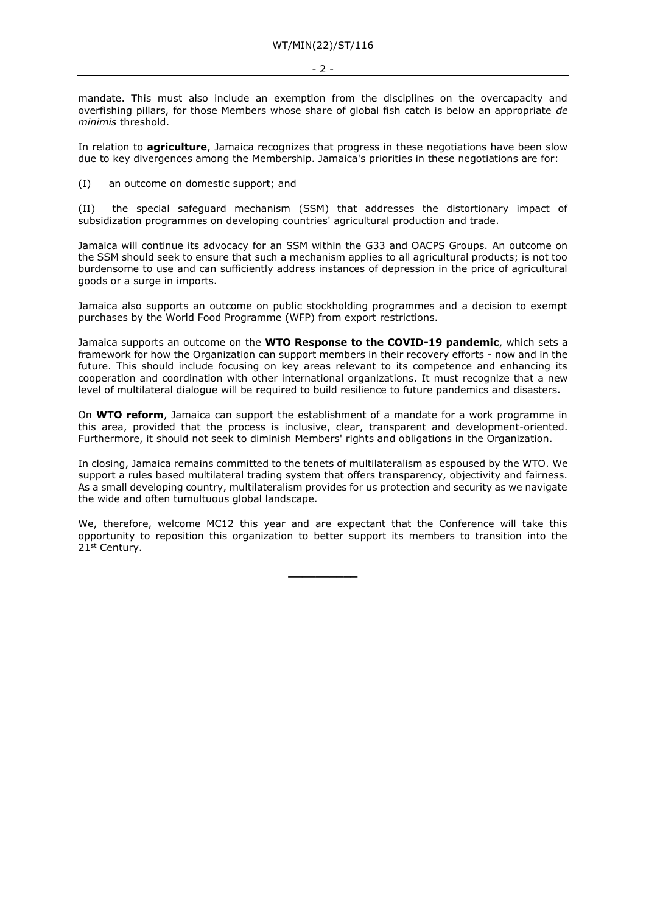mandate. This must also include an exemption from the disciplines on the overcapacity and overfishing pillars, for those Members whose share of global fish catch is below an appropriate *de minimis* threshold.

In relation to **agriculture**, Jamaica recognizes that progress in these negotiations have been slow due to key divergences among the Membership. Jamaica's priorities in these negotiations are for:

(I) an outcome on domestic support; and

(II) the special safeguard mechanism (SSM) that addresses the distortionary impact of subsidization programmes on developing countries' agricultural production and trade.

Jamaica will continue its advocacy for an SSM within the G33 and OACPS Groups. An outcome on the SSM should seek to ensure that such a mechanism applies to all agricultural products; is not too burdensome to use and can sufficiently address instances of depression in the price of agricultural goods or a surge in imports.

Jamaica also supports an outcome on public stockholding programmes and a decision to exempt purchases by the World Food Programme (WFP) from export restrictions.

Jamaica supports an outcome on the **WTO Response to the COVID-19 pandemic**, which sets a framework for how the Organization can support members in their recovery efforts - now and in the future. This should include focusing on key areas relevant to its competence and enhancing its cooperation and coordination with other international organizations. It must recognize that a new level of multilateral dialogue will be required to build resilience to future pandemics and disasters.

On **WTO reform**, Jamaica can support the establishment of a mandate for a work programme in this area, provided that the process is inclusive, clear, transparent and development-oriented. Furthermore, it should not seek to diminish Members' rights and obligations in the Organization.

In closing, Jamaica remains committed to the tenets of multilateralism as espoused by the WTO. We support a rules based multilateral trading system that offers transparency, objectivity and fairness. As a small developing country, multilateralism provides for us protection and security as we navigate the wide and often tumultuous global landscape.

We, therefore, welcome MC12 this year and are expectant that the Conference will take this opportunity to reposition this organization to better support its members to transition into the 21st Century.

__________